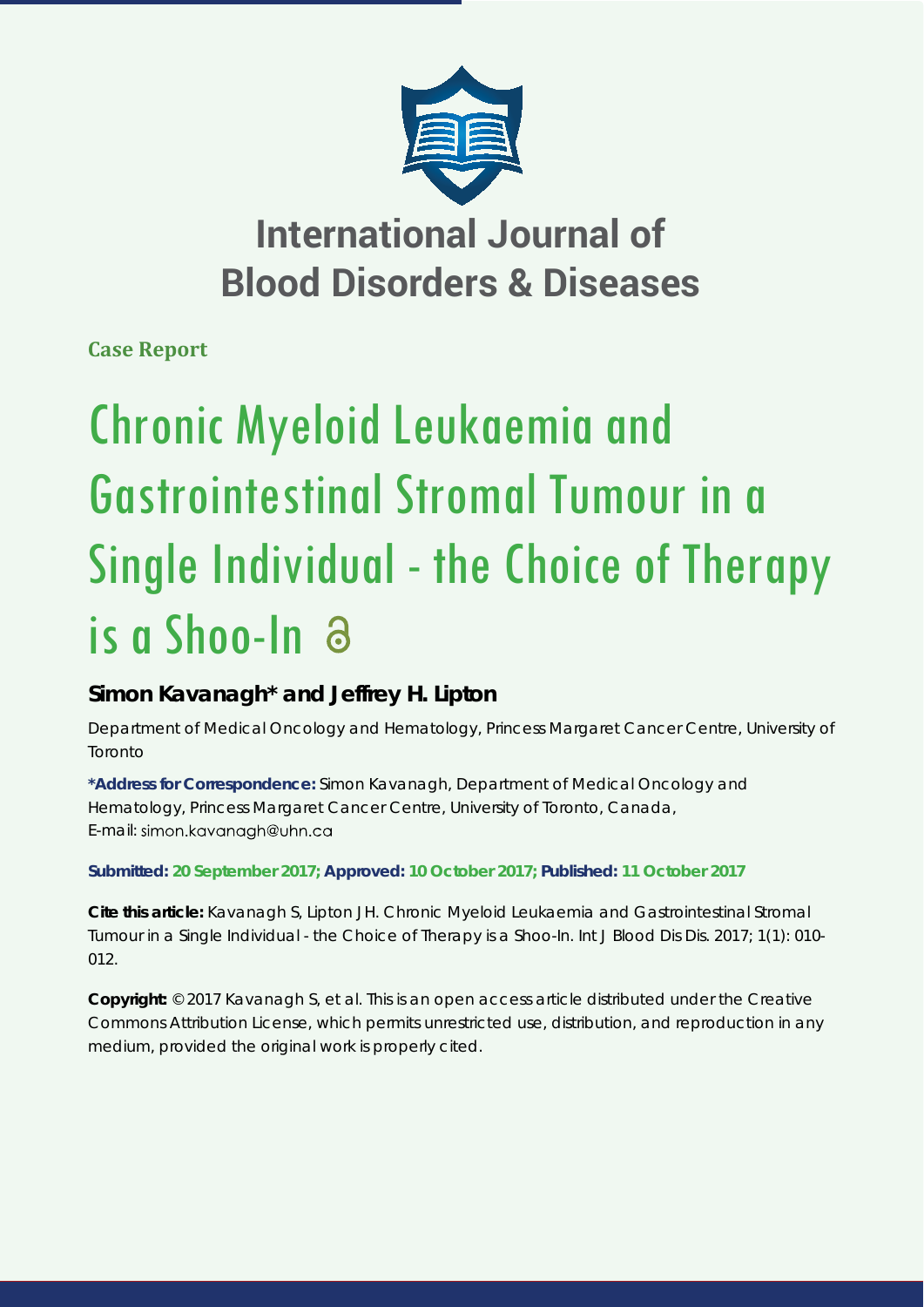# International Journal of Blood Disorders & Diseases

**Case Report**

# Chronic Myeloid Leukaemia and Gastrointestinal Stromal Tumour in a Single Individual - the Choice of Therapy is a Shoo-In

**Simon Kavanagh\* and Jeffrey H. Lipton**

Department of Medical Oncology and Hematology, Princess Margaret Cancer Centre, University of Toronto

**\*Address for Correspondence:** Simon Kavanagh, Department of Medical Oncology and Hematology, Princess Margaret Cancer Centre, University of Toronto, Canada, E-mail: simon.kavanagh@uhn.ca

**Submitted: 20 September 2017; Approved: 10 October 2017; Published: 11 October 2017**

**Cite this article:** Kavanagh S, Lipton JH. Chronic Myeloid Leukaemia and Gastrointestinal Stromal Tumour in a Single Individual - the Choice of Therapy is a Shoo-In. Int J Blood Dis Dis. 2017; 1(1): 010-012.

**Copyright:** © 2017 Kavanagh S, et al. This is an open access article distributed under the Creative Commons Attribution License, which permits unrestricted use, distribution, and reproduction in any medium, provided the original work is properly cited.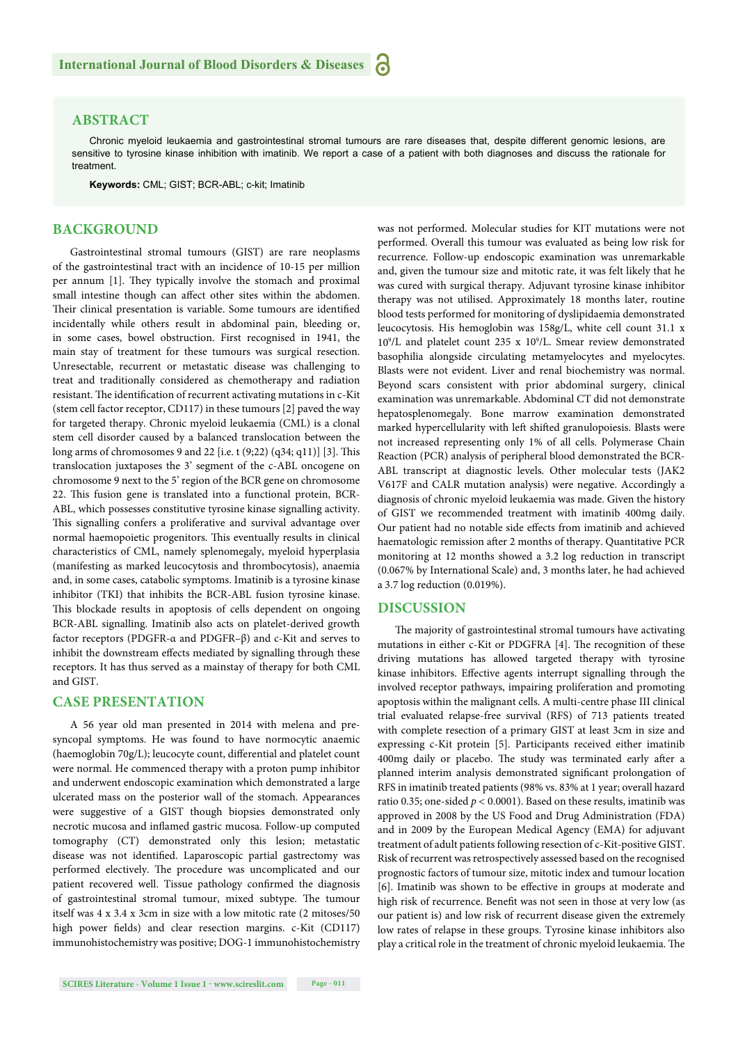## ABSTRACT

Chronic myeloid leukaemia and gastrointestinal stromal tumours are rare diseases that, despite different genomic lesions, are sensitive to tyrosine kinase inhibition with imatinib. We report a case of a patient with both diagnoses and discuss the rationale for treatment.

**Keywords:** CML; GIST; BCR-ABL; c-kit; Imatinib

## BACKGROUND

Gastrointestinal stromal tumours (GIST) are rare neoplasms of the gastrointestinal tract with an incidence of 10-15 per million per annum [1]. They typically involve the stomach and proximal small intestine though can affect other sites within the abdomen. Their clinical presentation is variable. Some tumours are identified incidentally while others result in abdominal pain, bleeding or, in some cases, bowel obstruction. First recognised in 1941, the main stay of treatment for these tumours was surgical resection. Unresectable, recurrent or metastatic disease was challenging to treat and traditionally considered as chemotherapy and radiation resistant. The identification of recurrent activating mutations in c-Kit (stem cell factor receptor, CD117) in these tumours [2] paved the way for targeted therapy. Chronic myeloid leukaemia (CML) is a clonal stem cell disorder caused by a balanced translocation between the long arms of chromosomes 9 and 22 [i.e. t (9;22) (q34; q11)] [3]. This translocation juxtaposes the 3' segment of the c-ABL oncogene on chromosome 9 next to the 5' region of the BCR gene on chromosome 22. This fusion gene is translated into a functional protein, BCR-ABL, which possesses constitutive tyrosine kinase signalling activity. This signalling confers a proliferative and survival advantage over normal haemopoietic progenitors. This eventually results in clinical characteristics of CML, namely splenomegaly, myeloid hyperplasia (manifesting as marked leucocytosis and thrombocytosis), anaemia and, in some cases, catabolic symptoms. Imatinib is a tyrosine kinase inhibitor (TKI) that inhibits the BCR-ABL fusion tyrosine kinase. This blockade results in apoptosis of cells dependent on ongoing BCR-ABL signalling. Imatinib also acts on platelet-derived growth factor receptors (PDGFR-α and PDGFR–β) and c-Kit and serves to inhibit the downstream effects mediated by signalling through these receptors. It has thus served as a mainstay of therapy for both CML and GIST.

## CASE PRESENTATION

A 56 year old man presented in 2014 with melena and pre-syncopal symptoms. He was found to have normocytic anaemic (haemoglobin 70g/L); leucocyte count, differential and platelet count were normal. He commenced therapy with a proton pump inhibitor and underwent endoscopic examination which demonstrated a large ulcerated mass on the posterior wall of the stomach. Appearances were suggestive of a GIST though biopsies demonstrated only necrotic mucosa and inflamed gastric mucosa. Follow-up computed tomography (CT) demonstrated only this lesion; metastatic disease was not identified. Laparoscopic partial gastrectomy was performed electively. The procedure was uncomplicated and our patient recovered well. Tissue pathology confirmed the diagnosis of gastrointestinal stromal tumour, mixed subtype. The tumour itself was 4 x 3.4 x 3cm in size with a low mitotic rate (2 mitoses/50 high power fields) and clear resection margins. c-Kit (CD117) immunohistochemistry was positive; DOG-1 immunohistochemistry was not performed. Molecular studies for KIT mutations were not performed. Overall this tumour was evaluated as being low risk for recurrence. Follow-up endoscopic examination was unremarkable and, given the tumour size and mitotic rate, it was felt likely that he was cured with surgical therapy. Adjuvant tyrosine kinase inhibitor therapy was not utilised. Approximately 18 months later, routine blood tests performed for monitoring of dyslipidaemia demonstrated leucocytosis. His hemoglobin was 158g/L, white cell count 31.1 x $10^9$/L and platelet count 235 x $10^9$/L. Smear review demonstrated basophilia alongside circulating metamyelocytes and myelocytes. Blasts were not evident. Liver and renal biochemistry was normal. Beyond scars consistent with prior abdominal surgery, clinical examination was unremarkable. Abdominal CT did not demonstrate hepatosplenomegaly. Bone marrow examination demonstrated marked hypercellularity with left shifted granulopoiesis. Blasts were not increased representing only 1% of all cells. Polymerase Chain Reaction (PCR) analysis of peripheral blood demonstrated the BCR-ABL transcript at diagnostic levels. Other molecular tests (JAK2 V617F and CALR mutation analysis) were negative. Accordingly a diagnosis of chronic myeloid leukaemia was made. Given the history of GIST we recommended treatment with imatinib 400mg daily. Our patient had no notable side effects from imatinib and achieved haematologic remission after 2 months of therapy. Quantitative PCR monitoring at 12 months showed a 3.2 log reduction in transcript (0.067% by International Scale) and, 3 months later, he had achieved a 3.7 log reduction (0.019%).

## DISCUSSION

The majority of gastrointestinal stromal tumours have activating mutations in either c-Kit or PDGFRA [4]. The recognition of these driving mutations has allowed targeted therapy with tyrosine kinase inhibitors. Effective agents interrupt signalling through the involved receptor pathways, impairing proliferation and promoting apoptosis within the malignant cells. A multi-centre phase III clinical trial evaluated relapse-free survival (RFS) of 713 patients treated with complete resection of a primary GIST at least 3cm in size and expressing c-Kit protein [5]. Participants received either imatinib 400mg daily or placebo. The study was terminated early after a planned interim analysis demonstrated significant prolongation of RFS in imatinib treated patients (98% vs. 83% at 1 year; overall hazard ratio 0.35; one-sided $p < 0.0001$). Based on these results, imatinib was approved in 2008 by the US Food and Drug Administration (FDA) and in 2009 by the European Medical Agency (EMA) for adjuvant treatment of adult patients following resection of c-Kit-positive GIST. Risk of recurrent was retrospectively assessed based on the recognised prognostic factors of tumour size, mitotic index and tumour location [6]. Imatinib was shown to be effective in groups at moderate and high risk of recurrence. Benefit was not seen in those at very low (as our patient is) and low risk of recurrent disease given the extremely low rates of relapse in these groups. Tyrosine kinase inhibitors also play a critical role in the treatment of chronic myeloid leukaemia. The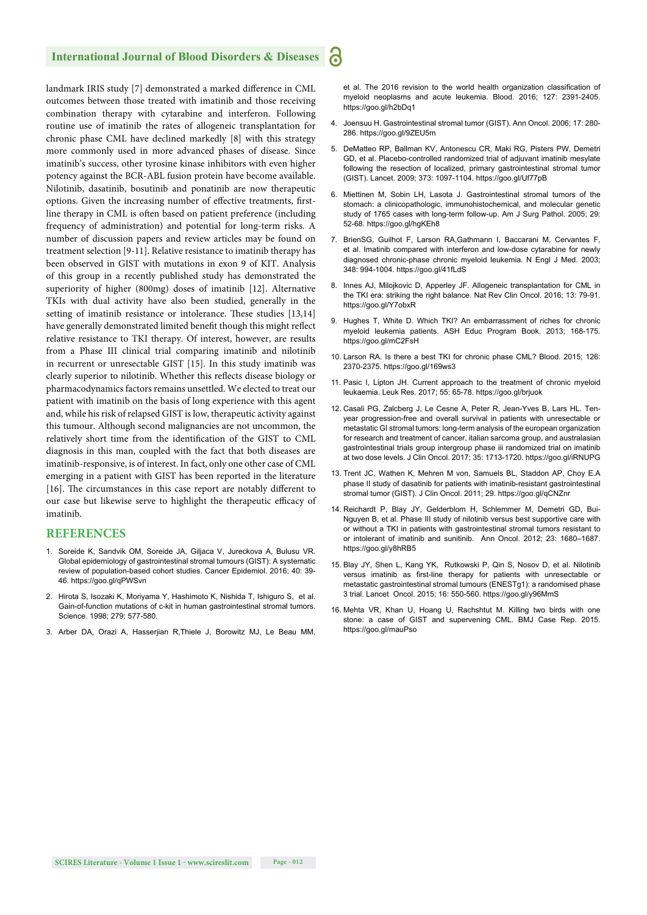landmark IRIS study [7] demonstrated a marked difference in CML outcomes between those treated with imatinib and those receiving combination therapy with cytarabine and interferon. Following routine use of imatinib the rates of allogeneic transplantation for chronic phase CML have declined markedly [8] with this strategy more commonly used in more advanced phases of disease. Since imatinib's success, other tyrosine kinase inhibitors with even higher potency against the BCR-ABL fusion protein have become available. Nilotinib, dasatinib, bosutinib and ponatinib are now therapeutic options. Given the increasing number of effective treatments, first-line therapy in CML is often based on patient preference (including frequency of administration) and potential for long-term risks. A number of discussion papers and review articles may be found on treatment selection [9-11]. Relative resistance to imatinib therapy has been observed in GIST with mutations in exon 9 of KIT. Analysis of this group in a recently published study has demonstrated the superiority of higher (800mg) doses of imatinib [12]. Alternative TKIs with dual activity have also been studied, generally in the setting of imatinib resistance or intolerance. These studies [13,14] have generally demonstrated limited benefit though this might reflect relative resistance to TKI therapy. Of interest, however, are results from a Phase III clinical trial comparing imatinib and nilotinib in recurrent or unresectable GIST [15]. In this study imatinib was clearly superior to nilotinib. Whether this reflects disease biology or pharmacodynamics factors remains unsettled. We elected to treat our patient with imatinib on the basis of long experience with this agent and, while his risk of relapsed GIST is low, therapeutic activity against this tumour. Although second malignancies are not uncommon, the relatively short time from the identification of the GIST to CML diagnosis in this man, coupled with the fact that both diseases are imatinib-responsive, is of interest. In fact, only one other case of CML emerging in a patient with GIST has been reported in the literature [16]. The circumstances in this case report are notably different to our case but likewise serve to highlight the therapeutic efficacy of imatinib.

## REFERENCES

1. Soreide K, Sandvik OM, Soreide JA, Giljaca V, Jureckova A, Bulusu VR. Global epidemiology of gastrointestinal stromal tumours (GIST): A systematic review of population-based cohort studies. Cancer Epidemiol. 2016; 40: 39-46. https://goo.gl/qPWSvn
2. Hirota S, Isozaki K, Moriyama Y, Hashimoto K, Nishida T, Ishiguro S, et al. Gain-of-function mutations of c-kit in human gastrointestinal stromal tumors. Science. 1998; 279: 577-580.
3. Arber DA, Orazi A, Hasserjian R,Thiele J, Borowitz MJ, Le Beau MM, et al. The 2016 revision to the world health organization classification of myeloid neoplasms and acute leukemia. Blood. 2016; 127: 2391-2405. https://goo.gl/h2bDq1
4. Joensuu H. Gastrointestinal stromal tumor (GIST). Ann Oncol. 2006; 17: 280-286. https://goo.gl/9ZEU5m
5. DeMatteo RP, Ballman KV, Antonescu CR, Maki RG, Pisters PW, Demetri GD, et al. Placebo-controlled randomized trial of adjuvant imatinib mesylate following the resection of localized, primary gastrointestinal stromal tumor (GIST). Lancet. 2009; 373: 1097-1104. https://goo.gl/Uf77pB
6. Miettinen M, Sobin LH, Lasota J. Gastrointestinal stromal tumors of the stomach: a clinicopathologic, immunohistochemical, and molecular genetic study of 1765 cases with long-term follow-up. Am J Surg Pathol. 2005; 29: 52-68. https://goo.gl/hgKEh8
7. BrienSG, Guilhot F, Larson RA,Gathmann I, Baccarani M, Cervantes F, et al. Imatinib compared with interferon and low-dose cytarabine for newly diagnosed chronic-phase chronic myeloid leukemia. N Engl J Med. 2003; 348: 994-1004. https://goo.gl/41fLdS
8. Innes AJ, Milojkovic D, Apperley JF. Allogeneic transplantation for CML in the TKI era: striking the right balance. Nat Rev Clin Oncol. 2016; 13: 79-91. https://goo.gl/Y7obxR
9. Hughes T, White D. Which TKI? An embarrassment of riches for chronic myeloid leukemia patients. ASH Educ Program Book. 2013; 168-175. https://goo.gl/mC2FsH
10. Larson RA. Is there a best TKI for chronic phase CML? Blood. 2015; 126: 2370-2375. https://goo.gl/169ws3
11. Pasic I, Lipton JH. Current approach to the treatment of chronic myeloid leukaemia. Leuk Res. 2017; 55: 65-78. https://goo.gl/brjuok
12. Casali PG, Zalcberg J, Le Cesne A, Peter R, Jean-Yves B, Lars HL. Ten-year progression-free and overall survival in patients with unresectable or metastatic GI stromal tumors: long-term analysis of the european organization for research and treatment of cancer, italian sarcoma group, and australasian gastrointestinal trials group intergroup phase iii randomized trial on imatinib at two dose levels. J Clin Oncol. 2017; 35: 1713-1720. https://goo.gl/iRNUPG
13. Trent JC, Wathen K, Mehren M von, Samuels BL, Staddon AP, Choy E.A phase II study of dasatinib for patients with imatinib-resistant gastrointestinal stromal tumor (GIST). J Clin Oncol. 2011; 29. https://goo.gl/qCNZnr
14. Reichardt P, Blay JY, Gelderblom H, Schlemmer M, Demetri GD, Bui-Nguyen B, et al. Phase III study of nilotinib versus best supportive care with or without a TKI in patients with gastrointestinal stromal tumors resistant to or intolerant of imatinib and sunitinib. Ann Oncol. 2012; 23: 1680–1687. https://goo.gl/y8hRB5
15. Blay JY, Shen L, Kang YK, Rutkowski P, Qin S, Nosov D, et al. Nilotinib versus imatinib as first-line therapy for patients with unresectable or metastatic gastrointestinal stromal tumours (ENESTg1): a randomised phase 3 trial. Lancet Oncol. 2015; 16: 550-560. https://goo.gl/y96MmS
16. Mehta VR, Khan U, Hoang U, Rachshtut M. Killing two birds with one stone: a case of GIST and supervening CML. BMJ Case Rep. 2015. https://goo.gl/mauPso